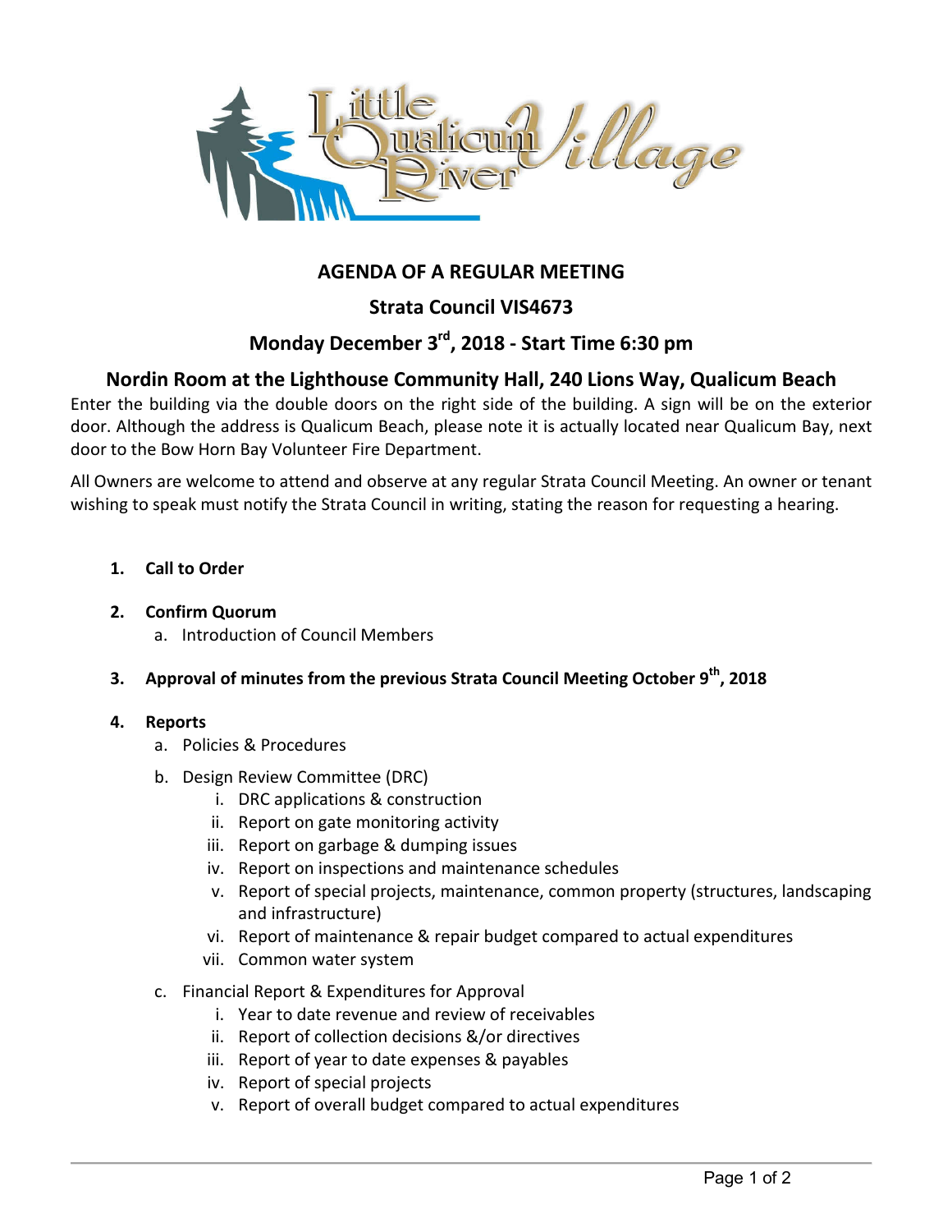# AGENDA OF A REGULAR MEETING

## Strata Council VIS4673

## Monday December 3rd, 2018 - Start Time 6:30 pm

## Nordin Room at the Lighthouse Community Hall, 240 Lions Way, Qualicum Beach

Enter the building via the double doors on the right side of the building. A sign will be on the exterior door. Although the address is Qualicum Beach, please note it is actually located near Qualicum Bay, next door to the Bow Horn Bay Volunteer Fire Department.

All Owners are welcome to attend and observe at any regular Strata Council Meeting. An owner or tenant wishing to speak must notify the Strata Council in writing, stating the reason for requesting a hearing.

1. **Call to Order**

2. **Confirm Quorum**
   a. Introduction of Council Members

3. **Approval of minutes from the previous Strata Council Meeting October 9th, 2018**

4. **Reports**
   a. Policies & Procedures
   b. Design Review Committee (DRC)
      i. DRC applications & construction
      ii. Report on gate monitoring activity
      iii. Report on garbage & dumping issues
      iv. Report on inspections and maintenance schedules
      v. Report of special projects, maintenance, common property (structures, landscaping and infrastructure)
      vi. Report of maintenance & repair budget compared to actual expenditures
      vii. Common water system
   c. Financial Report & Expenditures for Approval
      i. Year to date revenue and review of receivables
      ii. Report of collection decisions &/or directives
      iii. Report of year to date expenses & payables
      iv. Report of special projects
      v. Report of overall budget compared to actual expenditures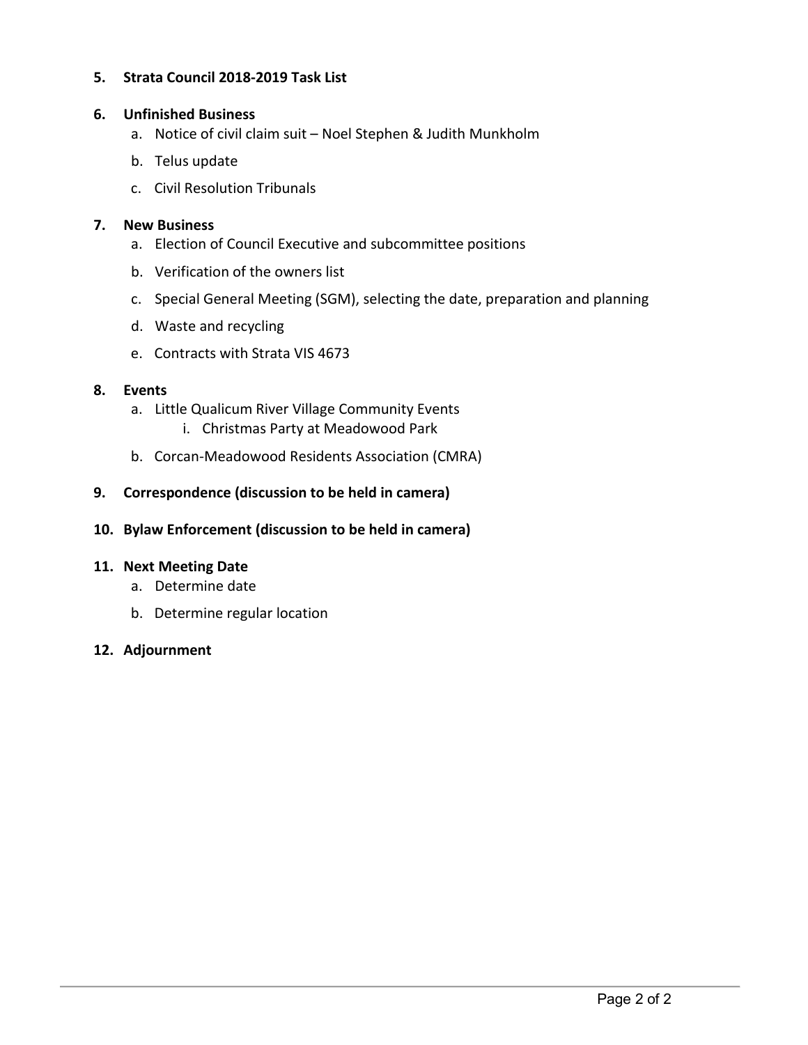5. **Strata Council 2018-2019 Task List**

6. **Unfinished Business**
   a. Notice of civil claim suit – Noel Stephen & Judith Munkholm
   b. Telus update
   c. Civil Resolution Tribunals

7. **New Business**
   a. Election of Council Executive and subcommittee positions
   b. Verification of the owners list
   c. Special General Meeting (SGM), selecting the date, preparation and planning
   d. Waste and recycling
   e. Contracts with Strata VIS 4673

8. **Events**
   a. Little Qualicum River Village Community Events
      i. Christmas Party at Meadowood Park
   b. Corcan-Meadowood Residents Association (CMRA)

9. **Correspondence (discussion to be held in camera)**

10. **Bylaw Enforcement (discussion to be held in camera)**

11. **Next Meeting Date**
    a. Determine date
    b. Determine regular location

12. **Adjournment**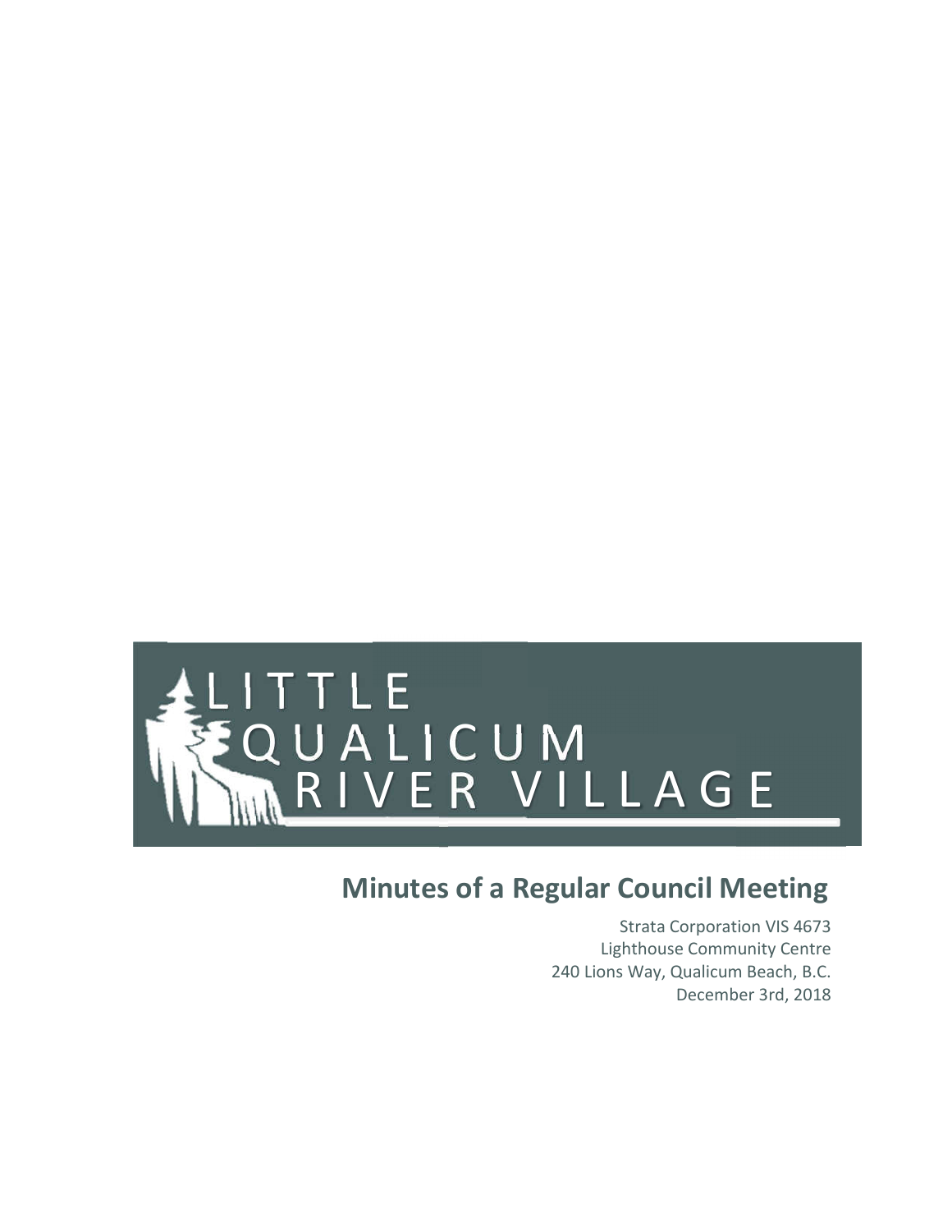LITTLE QUALICUM RIVER VILLAGE

## Minutes of a Regular Council Meeting

Strata Corporation VIS 4673
Lighthouse Community Centre
240 Lions Way, Qualicum Beach, B.C.
December 3rd, 2018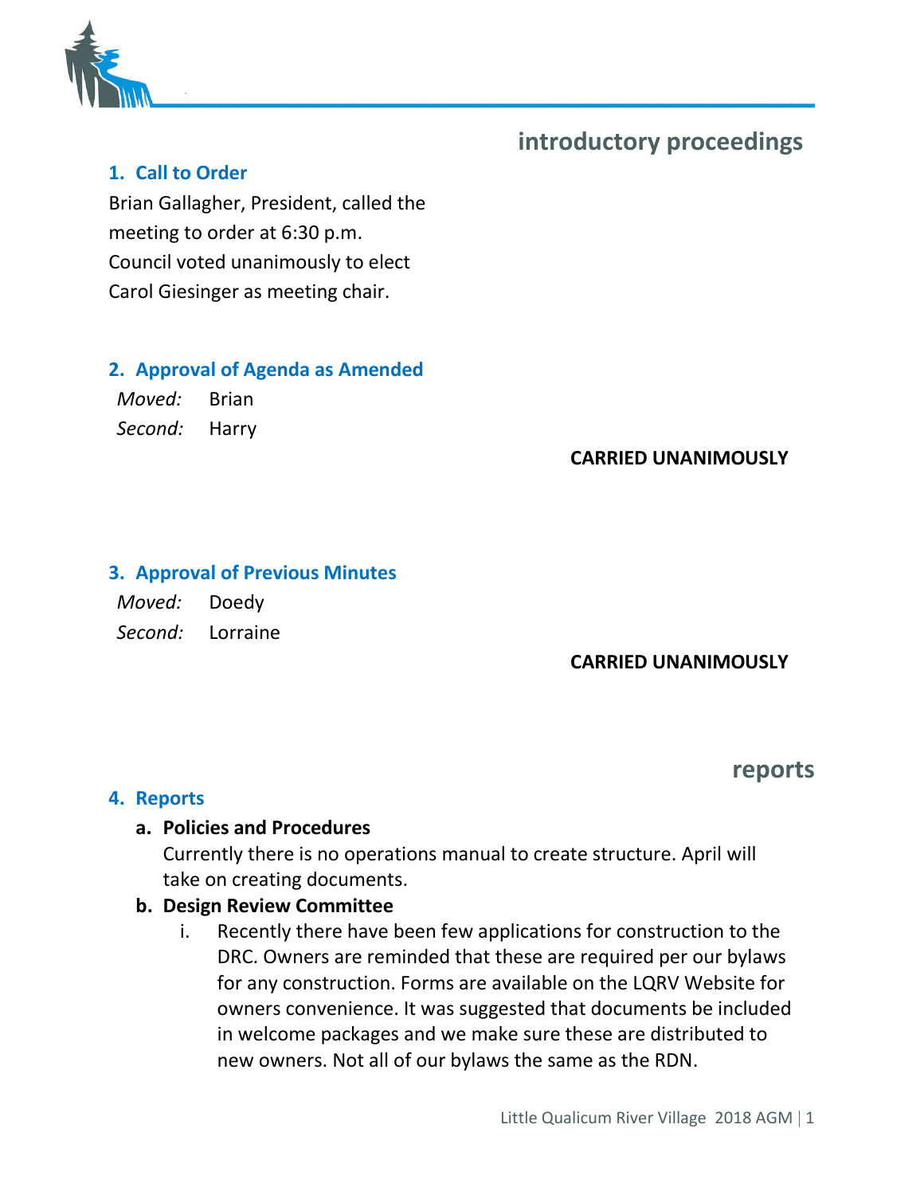## introductory proceedings

### 1. Call to Order

Brian Gallagher, President, called the meeting to order at 6:30 p.m. Council voted unanimously to elect Carol Giesinger as meeting chair.

### 2. Approval of Agenda as Amended

*Moved:* Brian
*Second:* Harry

**CARRIED UNANIMOUSLY**

### 3. Approval of Previous Minutes

*Moved:* Doedy
*Second:* Lorraine

**CARRIED UNANIMOUSLY**

## reports

### 4. Reports

**a. Policies and Procedures**

Currently there is no operations manual to create structure. April will take on creating documents.

**b. Design Review Committee**

i. Recently there have been few applications for construction to the DRC. Owners are reminded that these are required per our bylaws for any construction. Forms are available on the LQRV Website for owners convenience. It was suggested that documents be included in welcome packages and we make sure these are distributed to new owners. Not all of our bylaws the same as the RDN.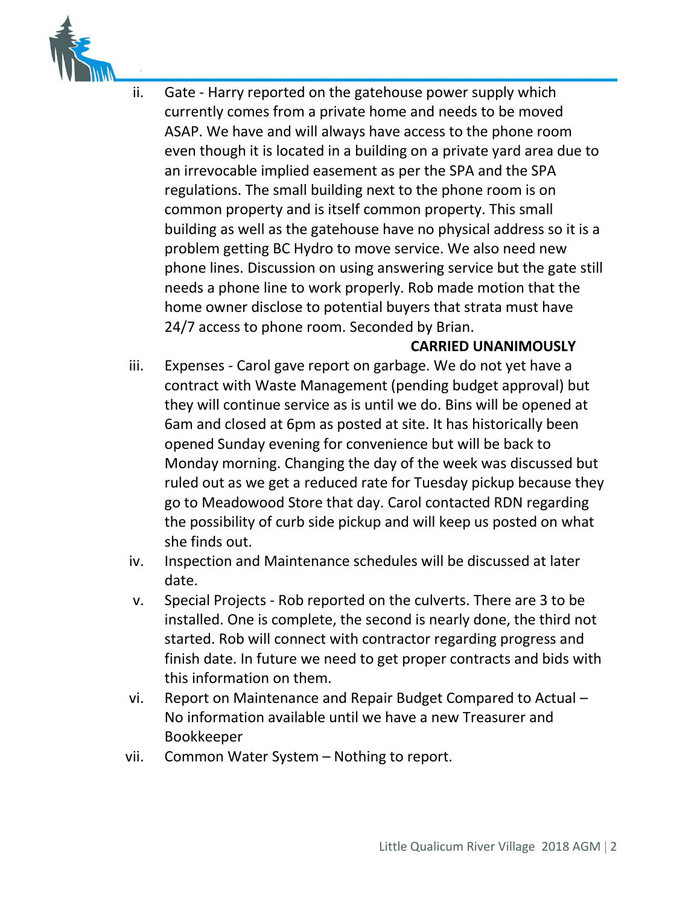ii. Gate - Harry reported on the gatehouse power supply which currently comes from a private home and needs to be moved ASAP. We have and will always have access to the phone room even though it is located in a building on a private yard area due to an irrevocable implied easement as per the SPA and the SPA regulations. The small building next to the phone room is on common property and is itself common property. This small building as well as the gatehouse have no physical address so it is a problem getting BC Hydro to move service. We also need new phone lines. Discussion on using answering service but the gate still needs a phone line to work properly. Rob made motion that the home owner disclose to potential buyers that strata must have 24/7 access to phone room. Seconded by Brian.

**CARRIED UNANIMOUSLY**

iii. Expenses - Carol gave report on garbage. We do not yet have a contract with Waste Management (pending budget approval) but they will continue service as is until we do. Bins will be opened at 6am and closed at 6pm as posted at site. It has historically been opened Sunday evening for convenience but will be back to Monday morning. Changing the day of the week was discussed but ruled out as we get a reduced rate for Tuesday pickup because they go to Meadowood Store that day. Carol contacted RDN regarding the possibility of curb side pickup and will keep us posted on what she finds out.

iv. Inspection and Maintenance schedules will be discussed at later date.

v. Special Projects - Rob reported on the culverts. There are 3 to be installed. One is complete, the second is nearly done, the third not started. Rob will connect with contractor regarding progress and finish date. In future we need to get proper contracts and bids with this information on them.

vi. Report on Maintenance and Repair Budget Compared to Actual – No information available until we have a new Treasurer and Bookkeeper

vii. Common Water System – Nothing to report.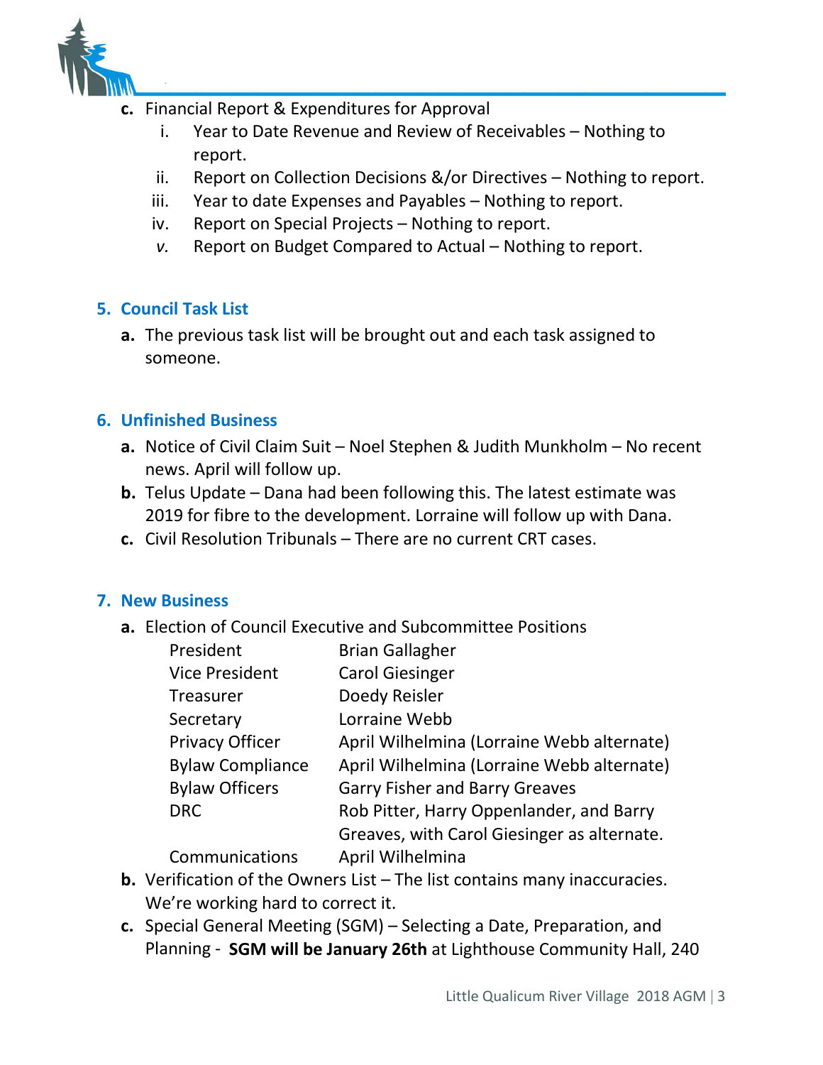c. Financial Report & Expenditures for Approval
    i. Year to Date Revenue and Review of Receivables – Nothing to report.
    ii. Report on Collection Decisions &/or Directives – Nothing to report.
    iii. Year to date Expenses and Payables – Nothing to report.
    iv. Report on Special Projects – Nothing to report.
    v. Report on Budget Compared to Actual – Nothing to report.

## 5. Council Task List

a. The previous task list will be brought out and each task assigned to someone.

## 6. Unfinished Business

a. Notice of Civil Claim Suit – Noel Stephen & Judith Munkholm – No recent news. April will follow up.
b. Telus Update – Dana had been following this. The latest estimate was 2019 for fibre to the development. Lorraine will follow up with Dana.
c. Civil Resolution Tribunals – There are no current CRT cases.

## 7. New Business

a. Election of Council Executive and Subcommittee Positions

| | |
|---|---|
| President | Brian Gallagher |
| Vice President | Carol Giesinger |
| Treasurer | Doedy Reisler |
| Secretary | Lorraine Webb |
| Privacy Officer | April Wilhelmina (Lorraine Webb alternate) |
| Bylaw Compliance | April Wilhelmina (Lorraine Webb alternate) |
| Bylaw Officers | Garry Fisher and Barry Greaves |
| DRC | Rob Pitter, Harry Oppenlander, and Barry Greaves, with Carol Giesinger as alternate. |
| Communications | April Wilhelmina |

b. Verification of the Owners List – The list contains many inaccuracies. We're working hard to correct it.
c. Special General Meeting (SGM) – Selecting a Date, Preparation, and Planning - **SGM will be January 26th** at Lighthouse Community Hall, 240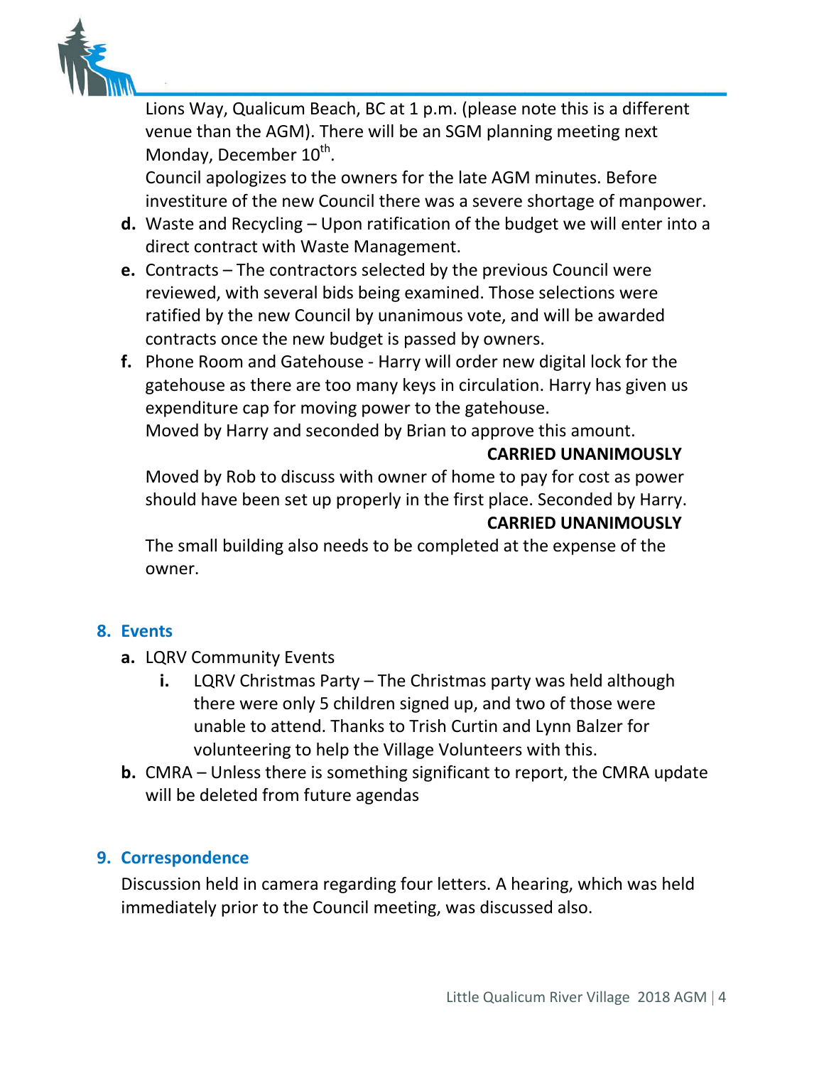Lions Way, Qualicum Beach, BC at 1 p.m. (please note this is a different venue than the AGM). There will be an SGM planning meeting next Monday, December 10th.

Council apologizes to the owners for the late AGM minutes. Before investiture of the new Council there was a severe shortage of manpower.

d. Waste and Recycling – Upon ratification of the budget we will enter into a direct contract with Waste Management.

e. Contracts – The contractors selected by the previous Council were reviewed, with several bids being examined. Those selections were ratified by the new Council by unanimous vote, and will be awarded contracts once the new budget is passed by owners.

f. Phone Room and Gatehouse - Harry will order new digital lock for the gatehouse as there are too many keys in circulation. Harry has given us expenditure cap for moving power to the gatehouse.

Moved by Harry and seconded by Brian to approve this amount.

**CARRIED UNANIMOUSLY**

Moved by Rob to discuss with owner of home to pay for cost as power should have been set up properly in the first place. Seconded by Harry.

**CARRIED UNANIMOUSLY**

The small building also needs to be completed at the expense of the owner.

## 8. Events

a. LQRV Community Events

   i. LQRV Christmas Party – The Christmas party was held although there were only 5 children signed up, and two of those were unable to attend. Thanks to Trish Curtin and Lynn Balzer for volunteering to help the Village Volunteers with this.

b. CMRA – Unless there is something significant to report, the CMRA update will be deleted from future agendas

## 9. Correspondence

Discussion held in camera regarding four letters. A hearing, which was held immediately prior to the Council meeting, was discussed also.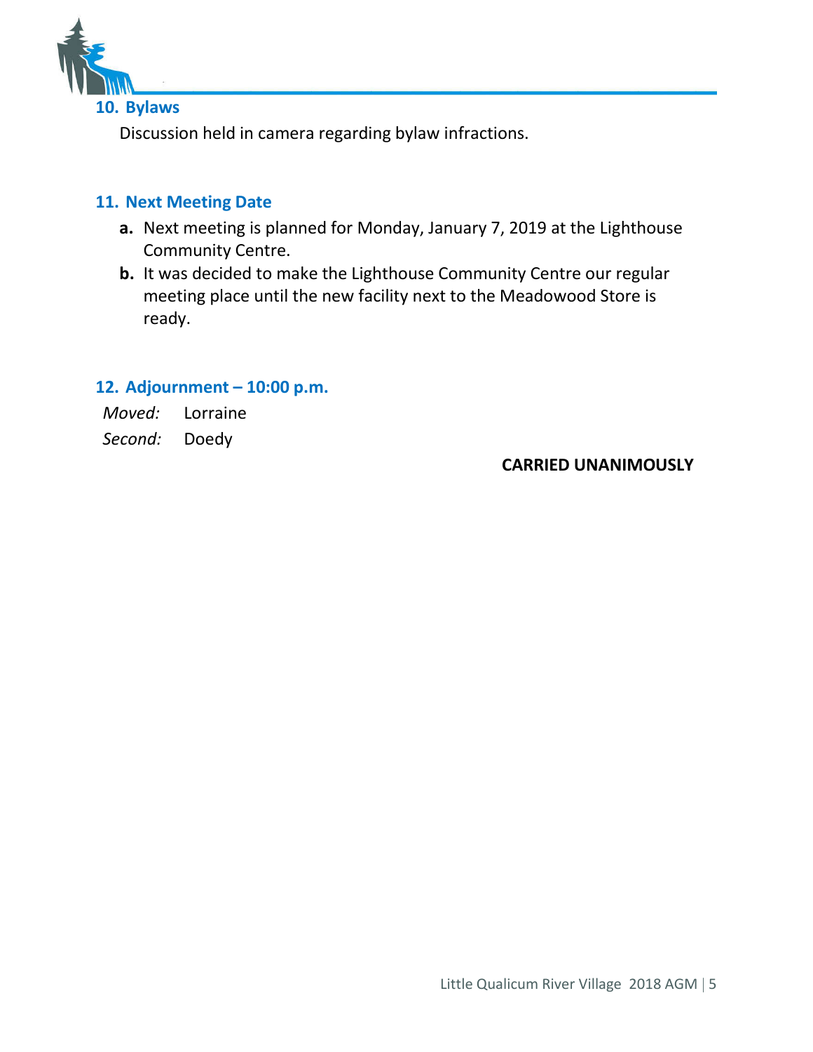## 10. Bylaws

Discussion held in camera regarding bylaw infractions.

## 11. Next Meeting Date

**a.** Next meeting is planned for Monday, January 7, 2019 at the Lighthouse Community Centre.

**b.** It was decided to make the Lighthouse Community Centre our regular meeting place until the new facility next to the Meadowood Store is ready.

## 12. Adjournment – 10:00 p.m.

*Moved:* Lorraine

*Second:* Doedy

**CARRIED UNANIMOUSLY**